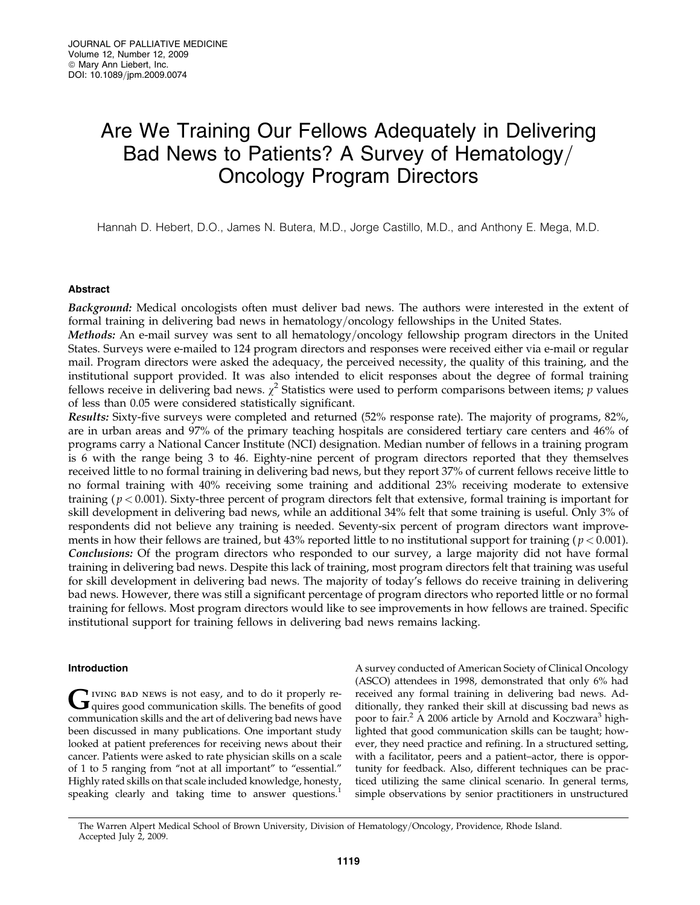# Are We Training Our Fellows Adequately in Delivering Bad News to Patients? A Survey of Hematology/Oncology Program Directors

Hannah D. Hebert, D.O., James N. Butera, M.D., Jorge Castillo, M.D., and Anthony E. Mega, M.D.

## Abstract

***Background:*** Medical oncologists often must deliver bad news. The authors were interested in the extent of formal training in delivering bad news in hematology/oncology fellowships in the United States.

***Methods:*** An e-mail survey was sent to all hematology/oncology fellowship program directors in the United States. Surveys were e-mailed to 124 program directors and responses were received either via e-mail or regular mail. Program directors were asked the adequacy, the perceived necessity, the quality of this training, and the institutional support provided. It was also intended to elicit responses about the degree of formal training fellows receive in delivering bad news. $\chi^2$ Statistics were used to perform comparisons between items; *p* values of less than 0.05 were considered statistically significant.

***Results:*** Sixty-five surveys were completed and returned (52% response rate). The majority of programs, 82%, are in urban areas and 97% of the primary teaching hospitals are considered tertiary care centers and 46% of programs carry a National Cancer Institute (NCI) designation. Median number of fellows in a training program is 6 with the range being 3 to 46. Eighty-nine percent of program directors reported that they themselves received little to no formal training in delivering bad news, but they report 37% of current fellows receive little to no formal training with 40% receiving some training and additional 23% receiving moderate to extensive training ($p < 0.001$). Sixty-three percent of program directors felt that extensive, formal training is important for skill development in delivering bad news, while an additional 34% felt that some training is useful. Only 3% of respondents did not believe any training is needed. Seventy-six percent of program directors want improvements in how their fellows are trained, but 43% reported little to no institutional support for training ($p < 0.001$).

***Conclusions:*** Of the program directors who responded to our survey, a large majority did not have formal training in delivering bad news. Despite this lack of training, most program directors felt that training was useful for skill development in delivering bad news. The majority of today's fellows do receive training in delivering bad news. However, there was still a significant percentage of program directors who reported little or no formal training for fellows. Most program directors would like to see improvements in how fellows are trained. Specific institutional support for training fellows in delivering bad news remains lacking.

## Introduction

Giving bad news is not easy, and to do it properly requires good communication skills. The benefits of good communication skills and the art of delivering bad news have been discussed in many publications. One important study looked at patient preferences for receiving news about their cancer. Patients were asked to rate physician skills on a scale of 1 to 5 ranging from "not at all important" to "essential." Highly rated skills on that scale included knowledge, honesty, speaking clearly and taking time to answer questions.[1] A survey conducted of American Society of Clinical Oncology (ASCO) attendees in 1998, demonstrated that only 6% had received any formal training in delivering bad news. Additionally, they ranked their skill at discussing bad news as poor to fair.[2] A 2006 article by Arnold and Koczwara[3] highlighted that good communication skills can be taught; however, they need practice and refining. In a structured setting, with a facilitator, peers and a patient–actor, there is opportunity for feedback. Also, different techniques can be practiced utilizing the same clinical scenario. In general terms, simple observations by senior practitioners in unstructured

The Warren Alpert Medical School of Brown University, Division of Hematology/Oncology, Providence, Rhode Island.
Accepted July 2, 2009.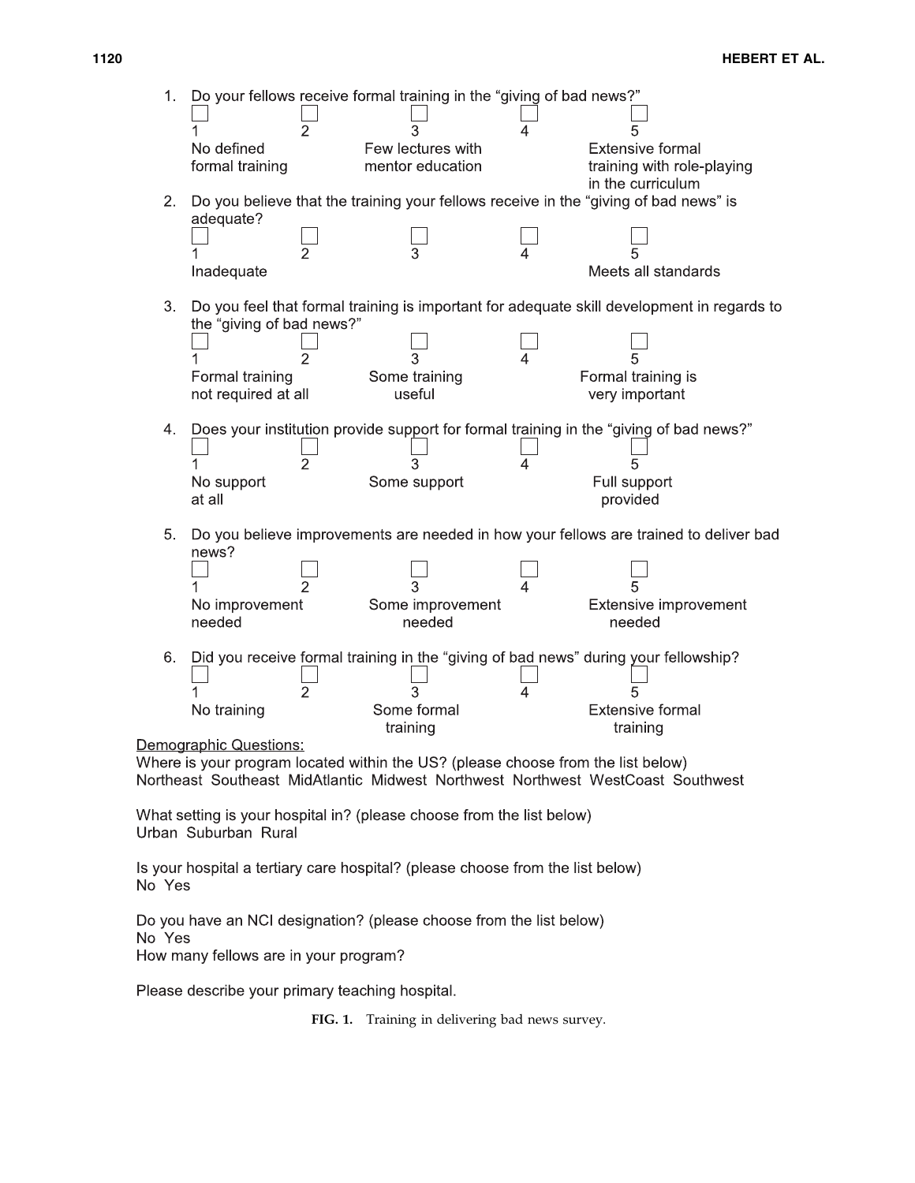1. Do your fellows receive formal training in the "giving of bad news?"

| 1 | 2 | 3 | 4 | 5 |
|---|---|---|---|---|
| No defined formal training | | Few lectures with mentor education | | Extensive formal training with role-playing in the curriculum |

2. Do you believe that the training your fellows receive in the "giving of bad news" is adequate?

| 1 | 2 | 3 | 4 | 5 |
|---|---|---|---|---|
| Inadequate | | | | Meets all standards |

3. Do you feel that formal training is important for adequate skill development in regards to the "giving of bad news?"

| 1 | 2 | 3 | 4 | 5 |
|---|---|---|---|---|
| Formal training not required at all | | Some training useful | | Formal training is very important |

4. Does your institution provide support for formal training in the "giving of bad news?"

| 1 | 2 | 3 | 4 | 5 |
|---|---|---|---|---|
| No support at all | | Some support | | Full support provided |

5. Do you believe improvements are needed in how your fellows are trained to deliver bad news?

| 1 | 2 | 3 | 4 | 5 |
|---|---|---|---|---|
| No improvement needed | | Some improvement needed | | Extensive improvement needed |

6. Did you receive formal training in the "giving of bad news" during your fellowship?

| 1 | 2 | 3 | 4 | 5 |
|---|---|---|---|---|
| No training | | Some formal training | | Extensive formal training |

Demographic Questions:

Where is your program located within the US? (please choose from the list below)
Northeast Southeast MidAtlantic Midwest Northwest Northwest WestCoast Southwest

What setting is your hospital in? (please choose from the list below)
Urban Suburban Rural

Is your hospital a tertiary care hospital? (please choose from the list below)
No Yes

Do you have an NCI designation? (please choose from the list below)
No Yes

How many fellows are in your program?

Please describe your primary teaching hospital.

**FIG. 1.** Training in delivering bad news survey.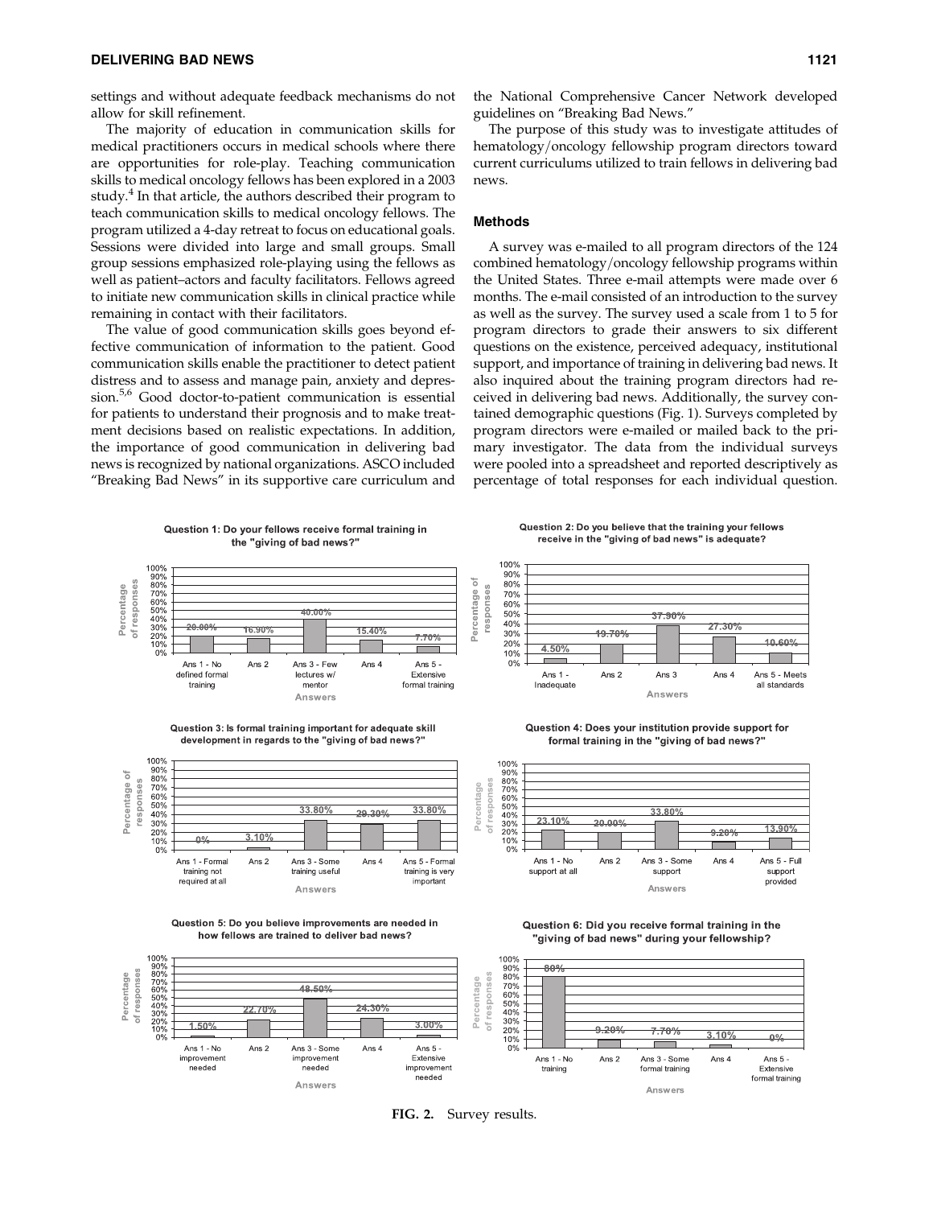settings and without adequate feedback mechanisms do not allow for skill refinement.

The majority of education in communication skills for medical practitioners occurs in medical schools where there are opportunities for role-play. Teaching communication skills to medical oncology fellows has been explored in a 2003 study.[4] In that article, the authors described their program to teach communication skills to medical oncology fellows. The program utilized a 4-day retreat to focus on educational goals. Sessions were divided into large and small groups. Small group sessions emphasized role-playing using the fellows as well as patient–actors and faculty facilitators. Fellows agreed to initiate new communication skills in clinical practice while remaining in contact with their facilitators.

The value of good communication skills goes beyond effective communication of information to the patient. Good communication skills enable the practitioner to detect patient distress and to assess and manage pain, anxiety and depression.[5,6] Good doctor-to-patient communication is essential for patients to understand their prognosis and to make treatment decisions based on realistic expectations. In addition, the importance of good communication in delivering bad news is recognized by national organizations. ASCO included "Breaking Bad News" in its supportive care curriculum and the National Comprehensive Cancer Network developed guidelines on "Breaking Bad News."

The purpose of this study was to investigate attitudes of hematology/oncology fellowship program directors toward current curriculums utilized to train fellows in delivering bad news.

### Methods

A survey was e-mailed to all program directors of the 124 combined hematology/oncology fellowship programs within the United States. Three e-mail attempts were made over 6 months. The e-mail consisted of an introduction to the survey as well as the survey. The survey used a scale from 1 to 5 for program directors to grade their answers to six different questions on the existence, perceived adequacy, institutional support, and importance of training in delivering bad news. It also inquired about the training program directors had received in delivering bad news. Additionally, the survey contained demographic questions (Fig. 1). Surveys completed by program directors were e-mailed or mailed back to the primary investigator. The data from the individual surveys were pooled into a spreadsheet and reported descriptively as percentage of total responses for each individual question.

**FIG. 2.** Survey results.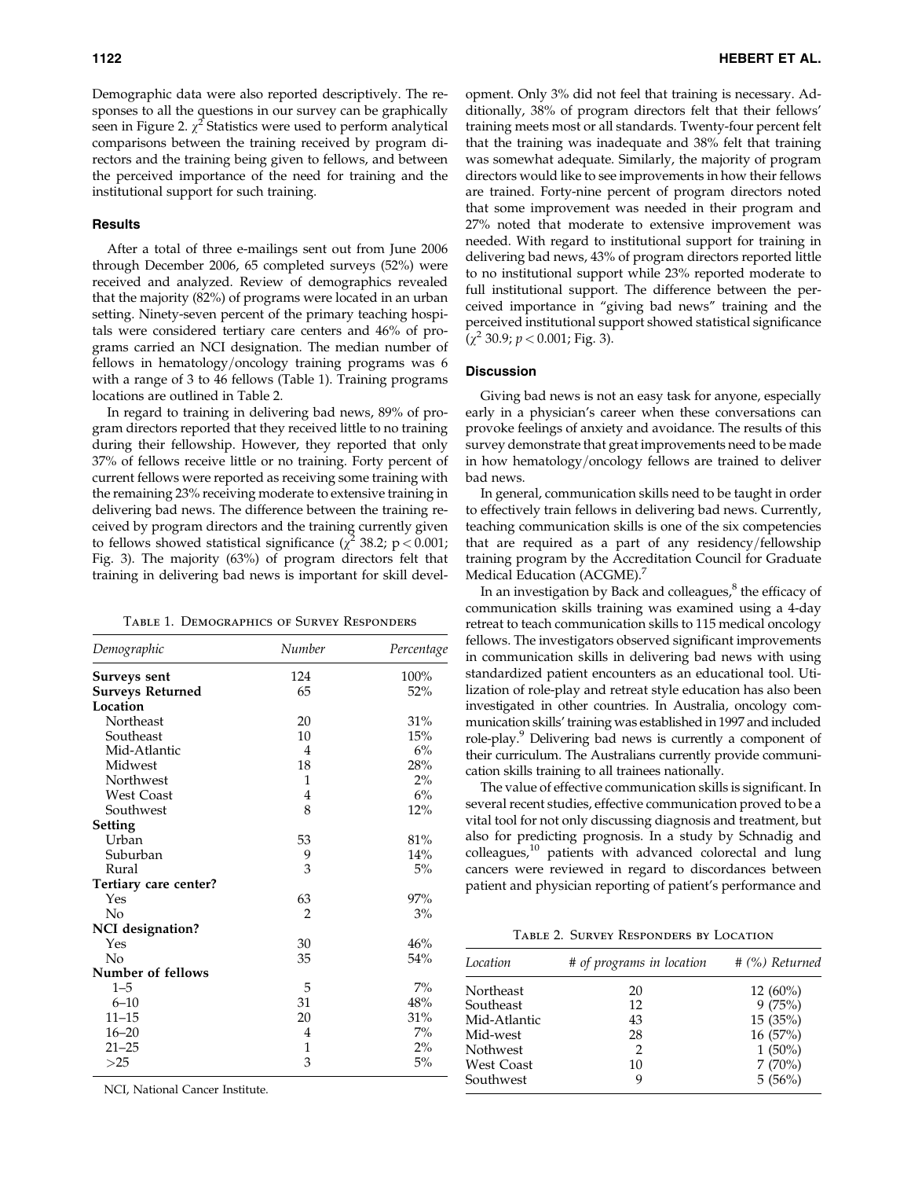Demographic data were also reported descriptively. The responses to all the questions in our survey can be graphically seen in Figure 2. $\chi^2$ Statistics were used to perform analytical comparisons between the training received by program directors and the training being given to fellows, and between the perceived importance of the need for training and the institutional support for such training.

## Results

After a total of three e-mailings sent out from June 2006 through December 2006, 65 completed surveys (52%) were received and analyzed. Review of demographics revealed that the majority (82%) of programs were located in an urban setting. Ninety-seven percent of the primary teaching hospitals were considered tertiary care centers and 46% of programs carried an NCI designation. The median number of fellows in hematology/oncology training programs was 6 with a range of 3 to 46 fellows (Table 1). Training programs locations are outlined in Table 2.

In regard to training in delivering bad news, 89% of program directors reported that they received little to no training during their fellowship. However, they reported that only 37% of fellows receive little or no training. Forty percent of current fellows were reported as receiving some training with the remaining 23% receiving moderate to extensive training in delivering bad news. The difference between the training received by program directors and the training currently given to fellows showed statistical significance ($\chi^2$ 38.2; $p < 0.001$; Fig. 3). The majority (63%) of program directors felt that training in delivering bad news is important for skill development. Only 3% did not feel that training is necessary. Additionally, 38% of program directors felt that their fellows' training meets most or all standards. Twenty-four percent felt that the training was inadequate and 38% felt that training was somewhat adequate. Similarly, the majority of program directors would like to see improvements in how their fellows are trained. Forty-nine percent of program directors noted that some improvement was needed in their program and 27% noted that moderate to extensive improvement was needed. With regard to institutional support for training in delivering bad news, 43% of program directors reported little to no institutional support while 23% reported moderate to full institutional support. The difference between the perceived importance in "giving bad news" training and the perceived institutional support showed statistical significance ($\chi^2$ 30.9; $p < 0.001$; Fig. 3).

Table 1. Demographics of Survey Responders

| Demographic | Number | Percentage |
|---|---|---|
| **Surveys sent** | 124 | 100% |
| **Surveys Returned** | 65 | 52% |
| **Location** | | |
| Northeast | 20 | 31% |
| Southeast | 10 | 15% |
| Mid-Atlantic | 4 | 6% |
| Midwest | 18 | 28% |
| Northwest | 1 | 2% |
| West Coast | 4 | 6% |
| Southwest | 8 | 12% |
| **Setting** | | |
| Urban | 53 | 81% |
| Suburban | 9 | 14% |
| Rural | 3 | 5% |
| **Tertiary care center?** | | |
| Yes | 63 | 97% |
| No | 2 | 3% |
| **NCI designation?** | | |
| Yes | 30 | 46% |
| No | 35 | 54% |
| **Number of fellows** | | |
| 1–5 | 5 | 7% |
| 6–10 | 31 | 48% |
| 11–15 | 20 | 31% |
| 16–20 | 4 | 7% |
| 21–25 | 1 | 2% |
| >25 | 3 | 5% |

NCI, National Cancer Institute.

## Discussion

Giving bad news is not an easy task for anyone, especially early in a physician's career when these conversations can provoke feelings of anxiety and avoidance. The results of this survey demonstrate that great improvements need to be made in how hematology/oncology fellows are trained to deliver bad news.

In general, communication skills need to be taught in order to effectively train fellows in delivering bad news. Currently, teaching communication skills is one of the six competencies that are required as a part of any residency/fellowship training program by the Accreditation Council for Graduate Medical Education (ACGME).[7]

In an investigation by Back and colleagues,[8] the efficacy of communication skills training was examined using a 4-day retreat to teach communication skills to 115 medical oncology fellows. The investigators observed significant improvements in communication skills in delivering bad news with using standardized patient encounters as an educational tool. Utilization of role-play and retreat style education has also been investigated in other countries. In Australia, oncology communication skills' training was established in 1997 and included role-play.[9] Delivering bad news is currently a component of their curriculum. The Australians currently provide communication skills training to all trainees nationally.

The value of effective communication skills is significant. In several recent studies, effective communication proved to be a vital tool for not only discussing diagnosis and treatment, but also for predicting prognosis. In a study by Schnadig and colleagues,[10] patients with advanced colorectal and lung cancers were reviewed in regard to discordances between patient and physician reporting of patient's performance and

Table 2. Survey Responders by Location

| Location | # of programs in location | # (%) Returned |
|---|---|---|
| Northeast | 20 | 12 (60%) |
| Southeast | 12 | 9 (75%) |
| Mid-Atlantic | 43 | 15 (35%) |
| Mid-west | 28 | 16 (57%) |
| Nothwest | 2 | 1 (50%) |
| West Coast | 10 | 7 (70%) |
| Southwest | 9 | 5 (56%) |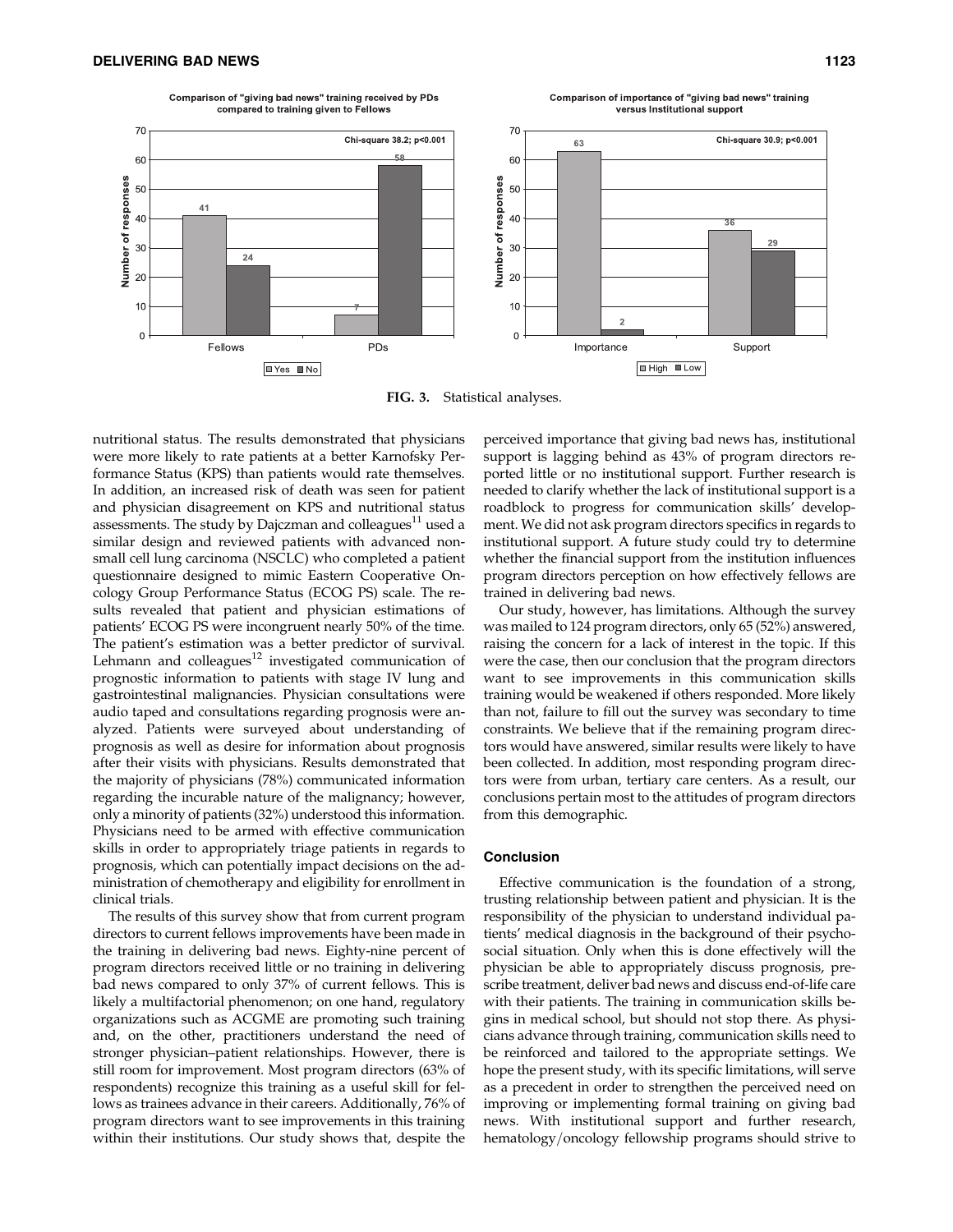Comparison of "giving bad news" training received by PDs compared to training given to Fellows

Chi-square 38.2; p<0.001

Number of responses

70
60
50
40
30
20
10
0

41
24
7
58

Fellows
PDs

Yes No

Comparison of importance of "giving bad news" training versus Institutional support

Chi-square 30.9; p<0.001

Number of responses

70
60
50
40
30
20
10
0

63
2
36
29

Importance
Support

High Low

**FIG. 3.** Statistical analyses.

nutritional status. The results demonstrated that physicians were more likely to rate patients at a better Karnofsky Performance Status (KPS) than patients would rate themselves. In addition, an increased risk of death was seen for patient and physician disagreement on KPS and nutritional status assessments. The study by Dajczman and colleagues[11] used a similar design and reviewed patients with advanced non-small cell lung carcinoma (NSCLC) who completed a patient questionnaire designed to mimic Eastern Cooperative Oncology Group Performance Status (ECOG PS) scale. The results revealed that patient and physician estimations of patients' ECOG PS were incongruent nearly 50% of the time. The patient's estimation was a better predictor of survival. Lehmann and colleagues[12] investigated communication of prognostic information to patients with stage IV lung and gastrointestinal malignancies. Physician consultations were audio taped and consultations regarding prognosis were analyzed. Patients were surveyed about understanding of prognosis as well as desire for information about prognosis after their visits with physicians. Results demonstrated that the majority of physicians (78%) communicated information regarding the incurable nature of the malignancy; however, only a minority of patients (32%) understood this information. Physicians need to be armed with effective communication skills in order to appropriately triage patients in regards to prognosis, which can potentially impact decisions on the administration of chemotherapy and eligibility for enrollment in clinical trials.

The results of this survey show that from current program directors to current fellows improvements have been made in the training in delivering bad news. Eighty-nine percent of program directors received little or no training in delivering bad news compared to only 37% of current fellows. This is likely a multifactorial phenomenon; on one hand, regulatory organizations such as ACGME are promoting such training and, on the other, practitioners understand the need of stronger physician–patient relationships. However, there is still room for improvement. Most program directors (63% of respondents) recognize this training as a useful skill for fellows as trainees advance in their careers. Additionally, 76% of program directors want to see improvements in this training within their institutions. Our study shows that, despite the perceived importance that giving bad news has, institutional support is lagging behind as 43% of program directors reported little or no institutional support. Further research is needed to clarify whether the lack of institutional support is a roadblock to progress for communication skills' development. We did not ask program directors specifics in regards to institutional support. A future study could try to determine whether the financial support from the institution influences program directors perception on how effectively fellows are trained in delivering bad news.

Our study, however, has limitations. Although the survey was mailed to 124 program directors, only 65 (52%) answered, raising the concern for a lack of interest in the topic. If this were the case, then our conclusion that the program directors want to see improvements in this communication skills training would be weakened if others responded. More likely than not, failure to fill out the survey was secondary to time constraints. We believe that if the remaining program directors would have answered, similar results were likely to have been collected. In addition, most responding program directors were from urban, tertiary care centers. As a result, our conclusions pertain most to the attitudes of program directors from this demographic.

## Conclusion

Effective communication is the foundation of a strong, trusting relationship between patient and physician. It is the responsibility of the physician to understand individual patients' medical diagnosis in the background of their psychosocial situation. Only when this is done effectively will the physician be able to appropriately discuss prognosis, prescribe treatment, deliver bad news and discuss end-of-life care with their patients. The training in communication skills begins in medical school, but should not stop there. As physicians advance through training, communication skills need to be reinforced and tailored to the appropriate settings. We hope the present study, with its specific limitations, will serve as a precedent in order to strengthen the perceived need on improving or implementing formal training on giving bad news. With institutional support and further research, hematology/oncology fellowship programs should strive to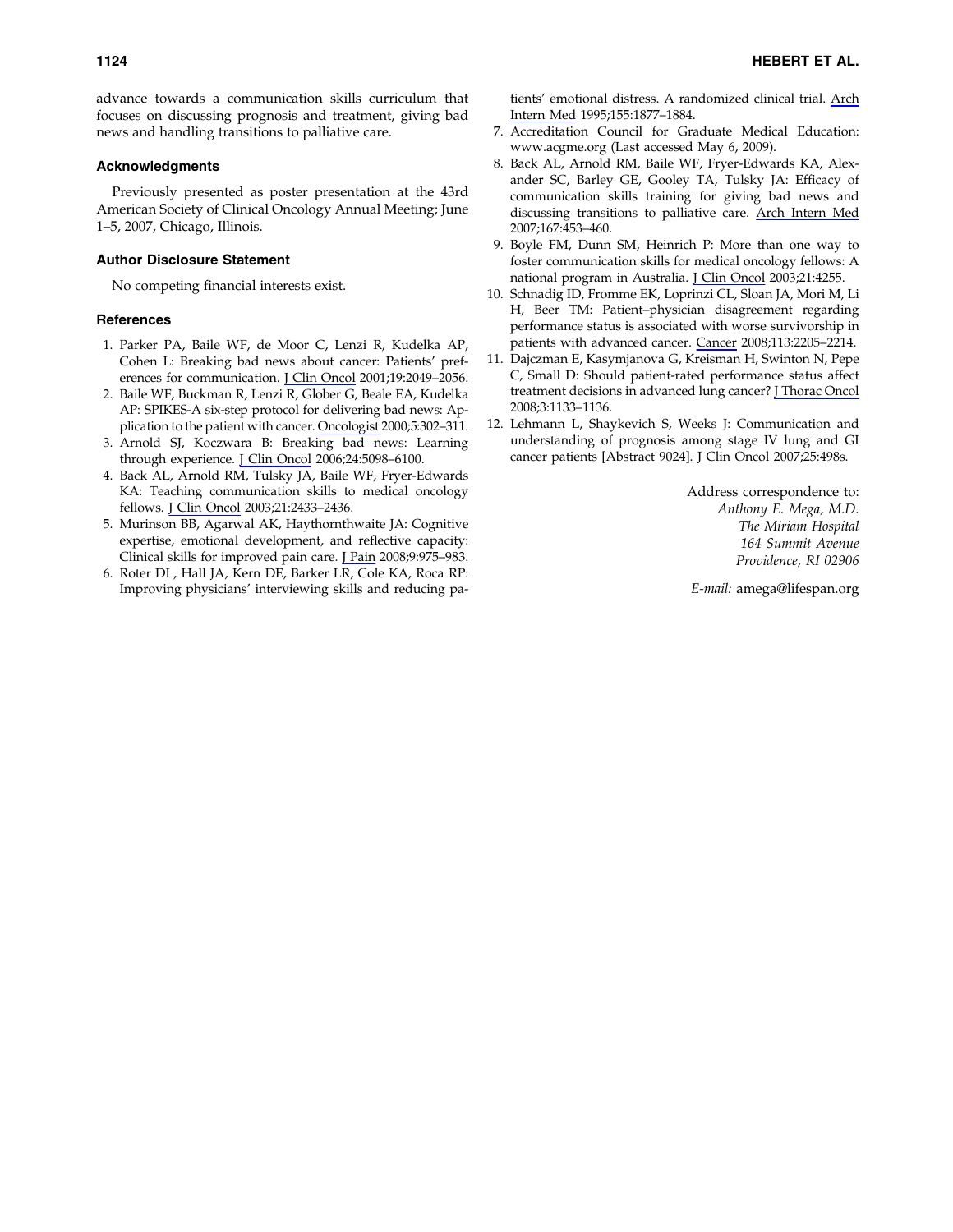advance towards a communication skills curriculum that focuses on discussing prognosis and treatment, giving bad news and handling transitions to palliative care.

### Acknowledgments

Previously presented as poster presentation at the 43rd American Society of Clinical Oncology Annual Meeting; June 1–5, 2007, Chicago, Illinois.

### Author Disclosure Statement

No competing financial interests exist.

### References

1. Parker PA, Baile WF, de Moor C, Lenzi R, Kudelka AP, Cohen L: Breaking bad news about cancer: Patients' preferences for communication. J Clin Oncol 2001;19:2049–2056.
2. Baile WF, Buckman R, Lenzi R, Glober G, Beale EA, Kudelka AP: SPIKES-A six-step protocol for delivering bad news: Application to the patient with cancer. Oncologist 2000;5:302–311.
3. Arnold SJ, Koczwara B: Breaking bad news: Learning through experience. J Clin Oncol 2006;24:5098–6100.
4. Back AL, Arnold RM, Tulsky JA, Baile WF, Fryer-Edwards KA: Teaching communication skills to medical oncology fellows. J Clin Oncol 2003;21:2433–2436.
5. Murinson BB, Agarwal AK, Haythornthwaite JA: Cognitive expertise, emotional development, and reflective capacity: Clinical skills for improved pain care. J Pain 2008;9:975–983.
6. Roter DL, Hall JA, Kern DE, Barker LR, Cole KA, Roca RP: Improving physicians' interviewing skills and reducing patients' emotional distress. A randomized clinical trial. Arch Intern Med 1995;155:1877–1884.
7. Accreditation Council for Graduate Medical Education: www.acgme.org (Last accessed May 6, 2009).
8. Back AL, Arnold RM, Baile WF, Fryer-Edwards KA, Alexander SC, Barley GE, Gooley TA, Tulsky JA: Efficacy of communication skills training for giving bad news and discussing transitions to palliative care. Arch Intern Med 2007;167:453–460.
9. Boyle FM, Dunn SM, Heinrich P: More than one way to foster communication skills for medical oncology fellows: A national program in Australia. J Clin Oncol 2003;21:4255.
10. Schnadig ID, Fromme EK, Loprinzi CL, Sloan JA, Mori M, Li H, Beer TM: Patient–physician disagreement regarding performance status is associated with worse survivorship in patients with advanced cancer. Cancer 2008;113:2205–2214.
11. Dajczman E, Kasymjanova G, Kreisman H, Swinton N, Pepe C, Small D: Should patient-rated performance status affect treatment decisions in advanced lung cancer? J Thorac Oncol 2008;3:1133–1136.
12. Lehmann L, Shaykevich S, Weeks J: Communication and understanding of prognosis among stage IV lung and GI cancer patients [Abstract 9024]. J Clin Oncol 2007;25:498s.

Address correspondence to:
*Anthony E. Mega, M.D.*
*The Miriam Hospital*
*164 Summit Avenue*
*Providence, RI 02906*

*E-mail:* amega@lifespan.org